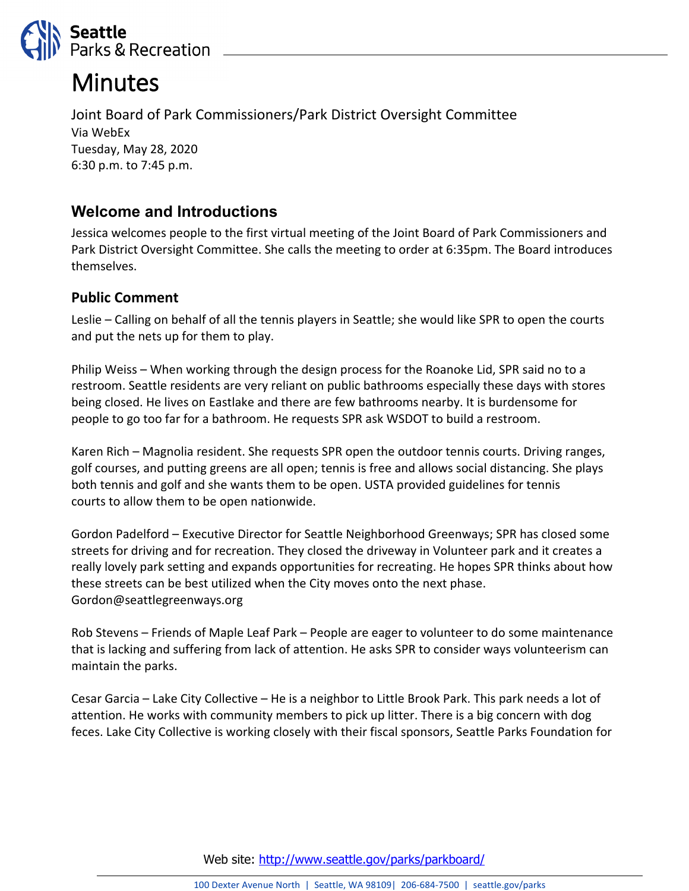# Minutes

Joint Board of Park Commissioners/Park District Oversight Committee
Via WebEx
Tuesday, May 28, 2020
6:30 p.m. to 7:45 p.m.

## Welcome and Introductions

Jessica welcomes people to the first virtual meeting of the Joint Board of Park Commissioners and Park District Oversight Committee. She calls the meeting to order at 6:35pm. The Board introduces themselves.

### Public Comment

Leslie – Calling on behalf of all the tennis players in Seattle; she would like SPR to open the courts and put the nets up for them to play.

Philip Weiss – When working through the design process for the Roanoke Lid, SPR said no to a restroom. Seattle residents are very reliant on public bathrooms especially these days with stores being closed. He lives on Eastlake and there are few bathrooms nearby. It is burdensome for people to go too far for a bathroom. He requests SPR ask WSDOT to build a restroom.

Karen Rich – Magnolia resident. She requests SPR open the outdoor tennis courts. Driving ranges, golf courses, and putting greens are all open; tennis is free and allows social distancing. She plays both tennis and golf and she wants them to be open. USTA provided guidelines for tennis courts to allow them to be open nationwide.

Gordon Padelford – Executive Director for Seattle Neighborhood Greenways; SPR has closed some streets for driving and for recreation. They closed the driveway in Volunteer park and it creates a really lovely park setting and expands opportunities for recreating. He hopes SPR thinks about how these streets can be best utilized when the City moves onto the next phase. Gordon@seattlegreenways.org

Rob Stevens – Friends of Maple Leaf Park – People are eager to volunteer to do some maintenance that is lacking and suffering from lack of attention. He asks SPR to consider ways volunteerism can maintain the parks.

Cesar Garcia – Lake City Collective – He is a neighbor to Little Brook Park. This park needs a lot of attention. He works with community members to pick up litter. There is a big concern with dog feces. Lake City Collective is working closely with their fiscal sponsors, Seattle Parks Foundation for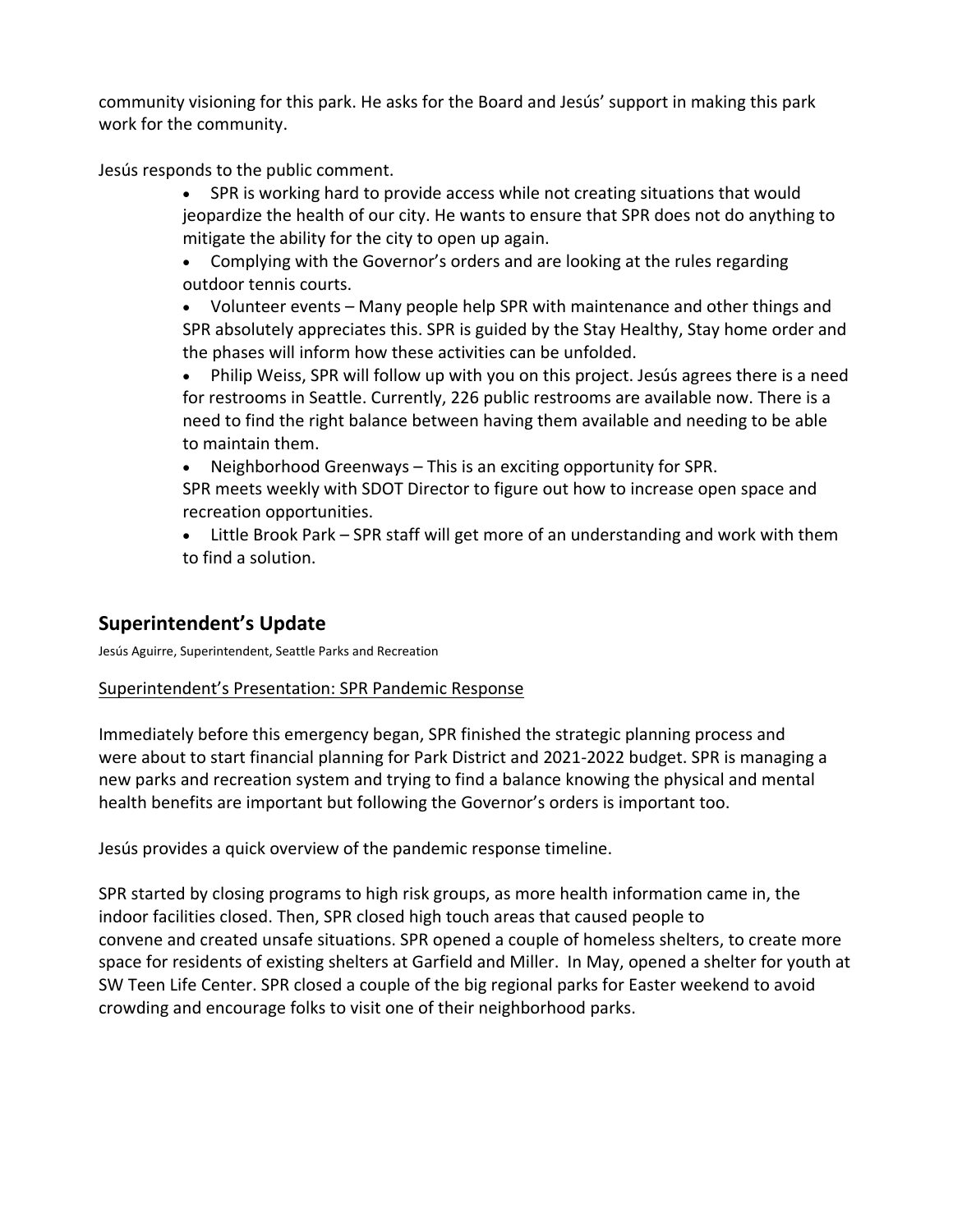community visioning for this park. He asks for the Board and Jesús' support in making this park work for the community.

Jesús responds to the public comment.

- SPR is working hard to provide access while not creating situations that would jeopardize the health of our city. He wants to ensure that SPR does not do anything to mitigate the ability for the city to open up again.
- Complying with the Governor's orders and are looking at the rules regarding outdoor tennis courts.
- Volunteer events – Many people help SPR with maintenance and other things and SPR absolutely appreciates this. SPR is guided by the Stay Healthy, Stay home order and the phases will inform how these activities can be unfolded.
- Philip Weiss, SPR will follow up with you on this project. Jesús agrees there is a need for restrooms in Seattle. Currently, 226 public restrooms are available now. There is a need to find the right balance between having them available and needing to be able to maintain them.
- Neighborhood Greenways – This is an exciting opportunity for SPR. SPR meets weekly with SDOT Director to figure out how to increase open space and recreation opportunities.
- Little Brook Park – SPR staff will get more of an understanding and work with them to find a solution.

## Superintendent's Update

Jesús Aguirre, Superintendent, Seattle Parks and Recreation

Superintendent's Presentation: SPR Pandemic Response

Immediately before this emergency began, SPR finished the strategic planning process and were about to start financial planning for Park District and 2021-2022 budget. SPR is managing a new parks and recreation system and trying to find a balance knowing the physical and mental health benefits are important but following the Governor's orders is important too.

Jesús provides a quick overview of the pandemic response timeline.

SPR started by closing programs to high risk groups, as more health information came in, the indoor facilities closed. Then, SPR closed high touch areas that caused people to convene and created unsafe situations. SPR opened a couple of homeless shelters, to create more space for residents of existing shelters at Garfield and Miller. In May, opened a shelter for youth at SW Teen Life Center. SPR closed a couple of the big regional parks for Easter weekend to avoid crowding and encourage folks to visit one of their neighborhood parks.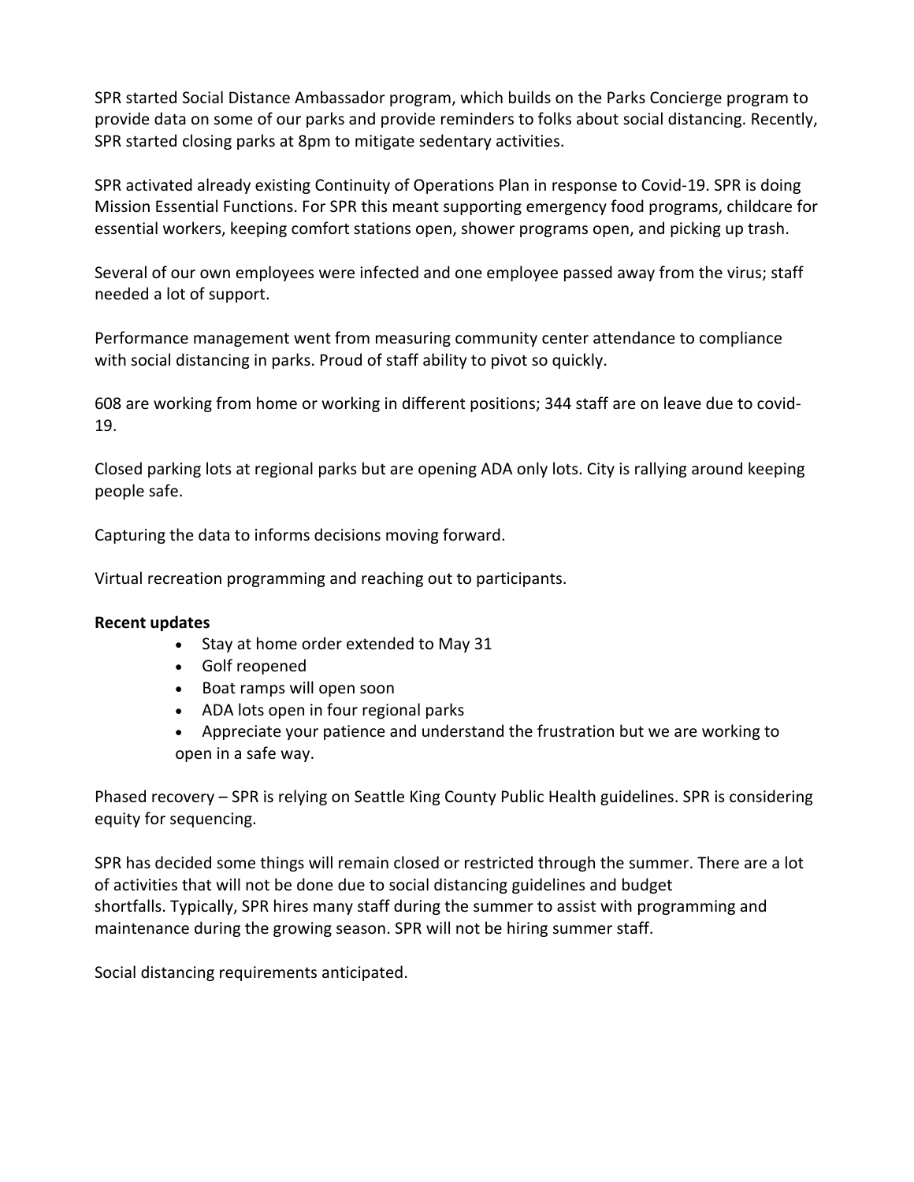SPR started Social Distance Ambassador program, which builds on the Parks Concierge program to provide data on some of our parks and provide reminders to folks about social distancing. Recently, SPR started closing parks at 8pm to mitigate sedentary activities.

SPR activated already existing Continuity of Operations Plan in response to Covid-19. SPR is doing Mission Essential Functions. For SPR this meant supporting emergency food programs, childcare for essential workers, keeping comfort stations open, shower programs open, and picking up trash.

Several of our own employees were infected and one employee passed away from the virus; staff needed a lot of support.

Performance management went from measuring community center attendance to compliance with social distancing in parks. Proud of staff ability to pivot so quickly.

608 are working from home or working in different positions; 344 staff are on leave due to covid-19.

Closed parking lots at regional parks but are opening ADA only lots. City is rallying around keeping people safe.

Capturing the data to informs decisions moving forward.

Virtual recreation programming and reaching out to participants.

**Recent updates**

- Stay at home order extended to May 31
- Golf reopened
- Boat ramps will open soon
- ADA lots open in four regional parks
- Appreciate your patience and understand the frustration but we are working to open in a safe way.

Phased recovery – SPR is relying on Seattle King County Public Health guidelines. SPR is considering equity for sequencing.

SPR has decided some things will remain closed or restricted through the summer. There are a lot of activities that will not be done due to social distancing guidelines and budget shortfalls. Typically, SPR hires many staff during the summer to assist with programming and maintenance during the growing season. SPR will not be hiring summer staff.

Social distancing requirements anticipated.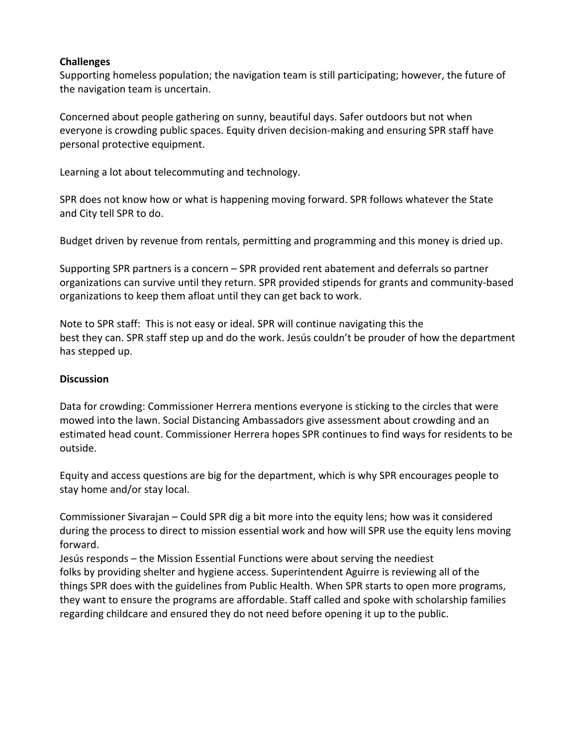**Challenges**

Supporting homeless population; the navigation team is still participating; however, the future of the navigation team is uncertain.

Concerned about people gathering on sunny, beautiful days. Safer outdoors but not when everyone is crowding public spaces. Equity driven decision-making and ensuring SPR staff have personal protective equipment.

Learning a lot about telecommuting and technology.

SPR does not know how or what is happening moving forward. SPR follows whatever the State and City tell SPR to do.

Budget driven by revenue from rentals, permitting and programming and this money is dried up.

Supporting SPR partners is a concern – SPR provided rent abatement and deferrals so partner organizations can survive until they return. SPR provided stipends for grants and community-based organizations to keep them afloat until they can get back to work.

Note to SPR staff: This is not easy or ideal. SPR will continue navigating this the best they can. SPR staff step up and do the work. Jesús couldn't be prouder of how the department has stepped up.

**Discussion**

Data for crowding: Commissioner Herrera mentions everyone is sticking to the circles that were mowed into the lawn. Social Distancing Ambassadors give assessment about crowding and an estimated head count. Commissioner Herrera hopes SPR continues to find ways for residents to be outside.

Equity and access questions are big for the department, which is why SPR encourages people to stay home and/or stay local.

Commissioner Sivarajan – Could SPR dig a bit more into the equity lens; how was it considered during the process to direct to mission essential work and how will SPR use the equity lens moving forward.
Jesús responds – the Mission Essential Functions were about serving the neediest folks by providing shelter and hygiene access. Superintendent Aguirre is reviewing all of the things SPR does with the guidelines from Public Health. When SPR starts to open more programs, they want to ensure the programs are affordable. Staff called and spoke with scholarship families regarding childcare and ensured they do not need before opening it up to the public.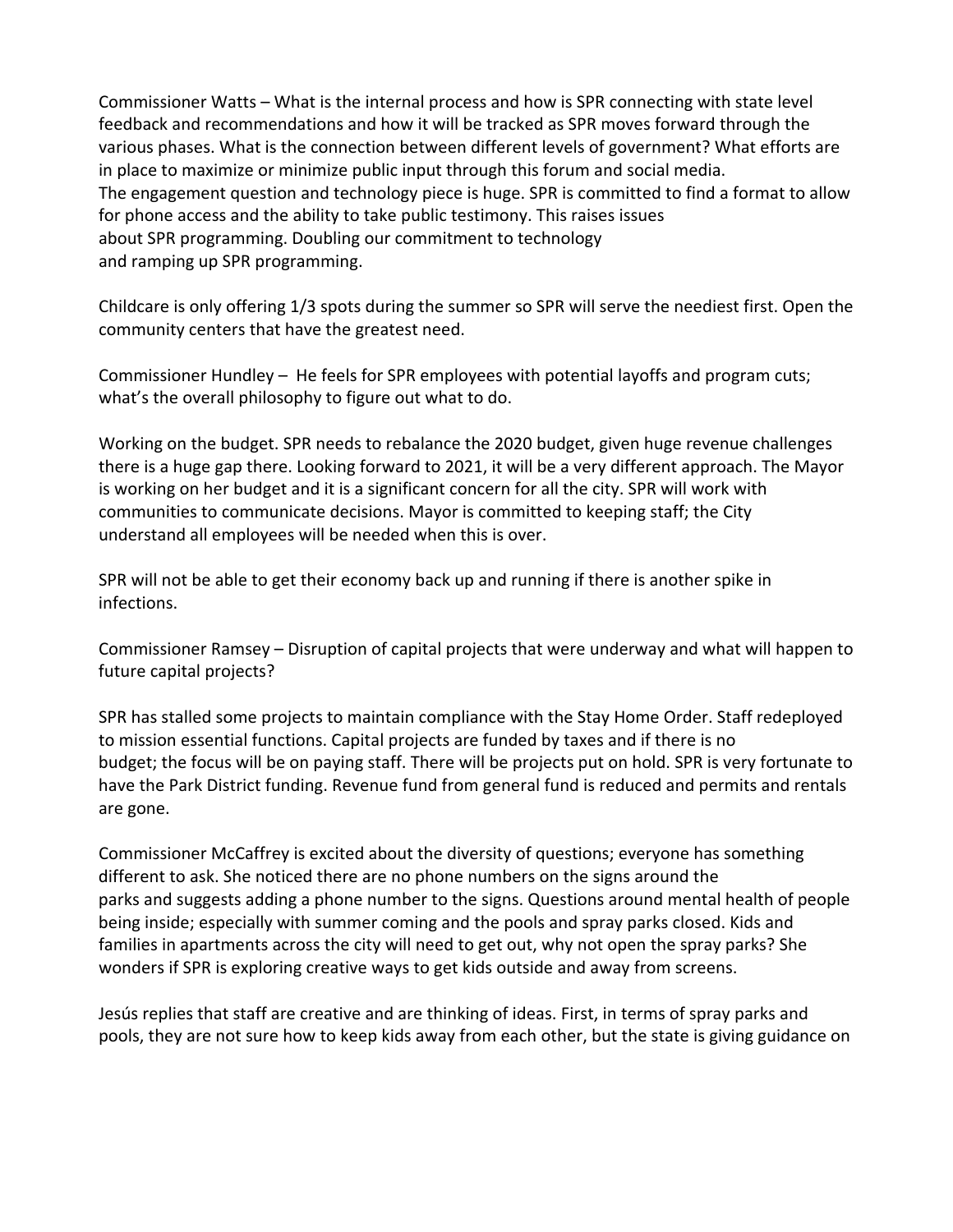Commissioner Watts – What is the internal process and how is SPR connecting with state level feedback and recommendations and how it will be tracked as SPR moves forward through the various phases. What is the connection between different levels of government? What efforts are in place to maximize or minimize public input through this forum and social media.
The engagement question and technology piece is huge. SPR is committed to find a format to allow for phone access and the ability to take public testimony. This raises issues about SPR programming. Doubling our commitment to technology and ramping up SPR programming.

Childcare is only offering 1/3 spots during the summer so SPR will serve the neediest first. Open the community centers that have the greatest need.

Commissioner Hundley – He feels for SPR employees with potential layoffs and program cuts; what's the overall philosophy to figure out what to do.

Working on the budget. SPR needs to rebalance the 2020 budget, given huge revenue challenges there is a huge gap there. Looking forward to 2021, it will be a very different approach. The Mayor is working on her budget and it is a significant concern for all the city. SPR will work with communities to communicate decisions. Mayor is committed to keeping staff; the City understand all employees will be needed when this is over.

SPR will not be able to get their economy back up and running if there is another spike in infections.

Commissioner Ramsey – Disruption of capital projects that were underway and what will happen to future capital projects?

SPR has stalled some projects to maintain compliance with the Stay Home Order. Staff redeployed to mission essential functions. Capital projects are funded by taxes and if there is no budget; the focus will be on paying staff. There will be projects put on hold. SPR is very fortunate to have the Park District funding. Revenue fund from general fund is reduced and permits and rentals are gone.

Commissioner McCaffrey is excited about the diversity of questions; everyone has something different to ask. She noticed there are no phone numbers on the signs around the parks and suggests adding a phone number to the signs. Questions around mental health of people being inside; especially with summer coming and the pools and spray parks closed. Kids and families in apartments across the city will need to get out, why not open the spray parks? She wonders if SPR is exploring creative ways to get kids outside and away from screens.

Jesús replies that staff are creative and are thinking of ideas. First, in terms of spray parks and pools, they are not sure how to keep kids away from each other, but the state is giving guidance on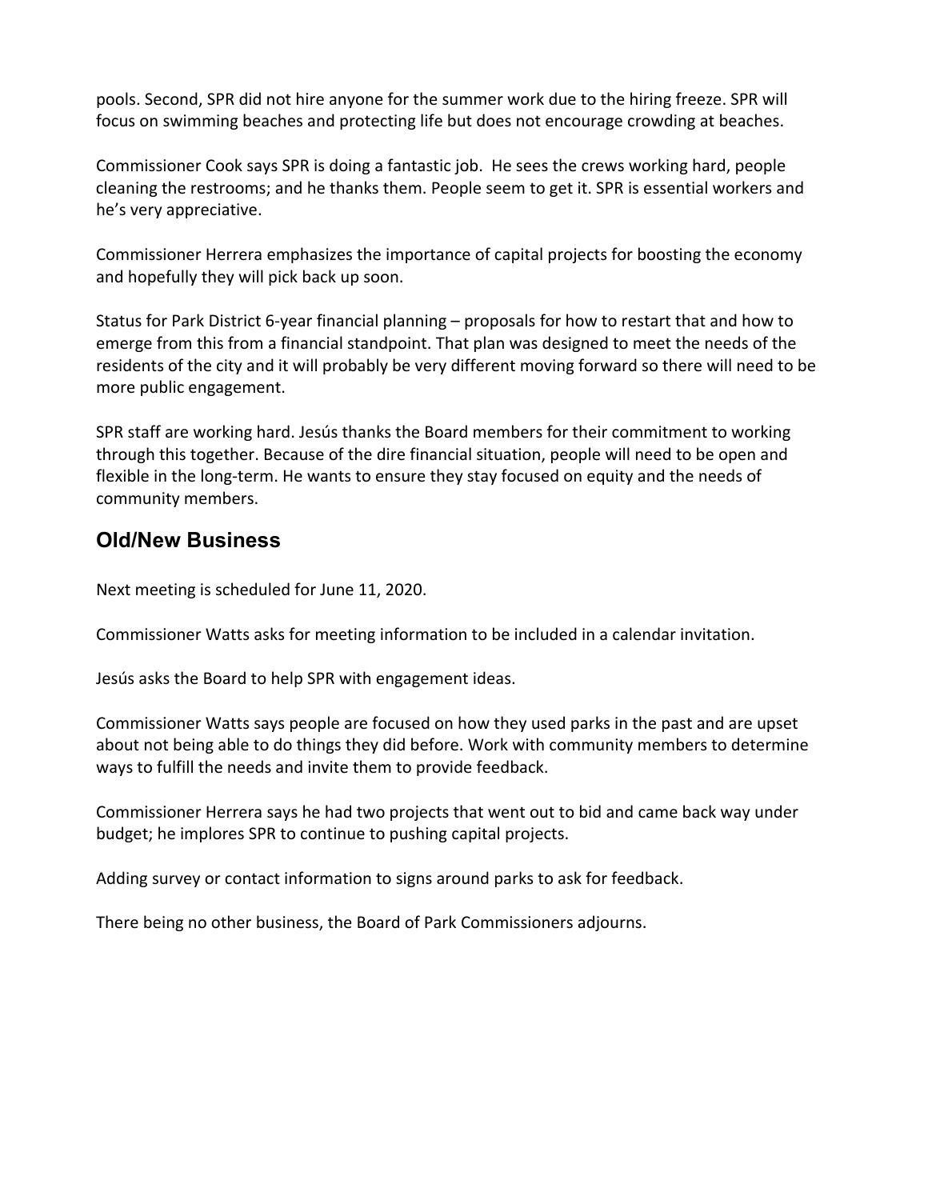pools. Second, SPR did not hire anyone for the summer work due to the hiring freeze. SPR will focus on swimming beaches and protecting life but does not encourage crowding at beaches.

Commissioner Cook says SPR is doing a fantastic job. He sees the crews working hard, people cleaning the restrooms; and he thanks them. People seem to get it. SPR is essential workers and he's very appreciative.

Commissioner Herrera emphasizes the importance of capital projects for boosting the economy and hopefully they will pick back up soon.

Status for Park District 6-year financial planning – proposals for how to restart that and how to emerge from this from a financial standpoint. That plan was designed to meet the needs of the residents of the city and it will probably be very different moving forward so there will need to be more public engagement.

SPR staff are working hard. Jesús thanks the Board members for their commitment to working through this together. Because of the dire financial situation, people will need to be open and flexible in the long-term. He wants to ensure they stay focused on equity and the needs of community members.

## Old/New Business

Next meeting is scheduled for June 11, 2020.

Commissioner Watts asks for meeting information to be included in a calendar invitation.

Jesús asks the Board to help SPR with engagement ideas.

Commissioner Watts says people are focused on how they used parks in the past and are upset about not being able to do things they did before. Work with community members to determine ways to fulfill the needs and invite them to provide feedback.

Commissioner Herrera says he had two projects that went out to bid and came back way under budget; he implores SPR to continue to pushing capital projects.

Adding survey or contact information to signs around parks to ask for feedback.

There being no other business, the Board of Park Commissioners adjourns.